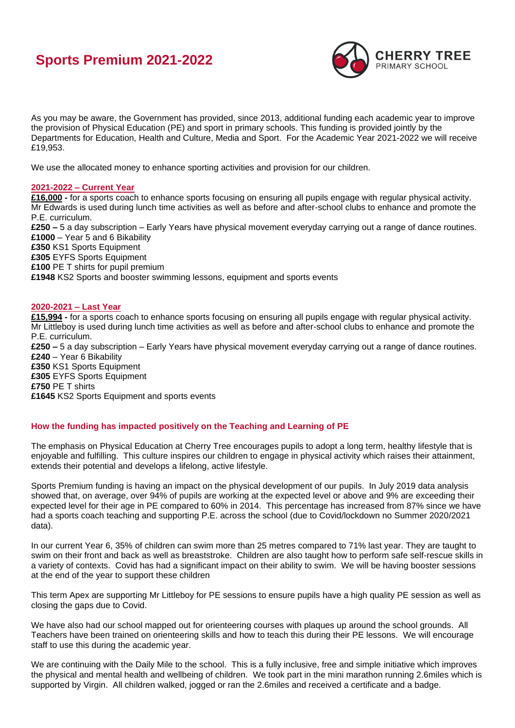# Sports Premium 2021-2022

CHERRY TREE
PRIMARY SCHOOL

As you may be aware, the Government has provided, since 2013, additional funding each academic year to improve the provision of Physical Education (PE) and sport in primary schools. This funding is provided jointly by the Departments for Education, Health and Culture, Media and Sport. For the Academic Year 2021-2022 we will receive £19,953.

We use the allocated money to enhance sporting activities and provision for our children.

## 2021-2022 – Current Year

**£16,000 -** for a sports coach to enhance sports focusing on ensuring all pupils engage with regular physical activity. Mr Edwards is used during lunch time activities as well as before and after-school clubs to enhance and promote the P.E. curriculum.

**£250 –** 5 a day subscription – Early Years have physical movement everyday carrying out a range of dance routines.

**£1000** – Year 5 and 6 Bikability

**£350** KS1 Sports Equipment

**£305** EYFS Sports Equipment

**£100** PE T shirts for pupil premium

**£1948** KS2 Sports and booster swimming lessons, equipment and sports events

## 2020-2021 – Last Year

**£15,994 -** for a sports coach to enhance sports focusing on ensuring all pupils engage with regular physical activity. Mr Littleboy is used during lunch time activities as well as before and after-school clubs to enhance and promote the P.E. curriculum.

**£250 –** 5 a day subscription – Early Years have physical movement everyday carrying out a range of dance routines.

**£240** – Year 6 Bikability

**£350** KS1 Sports Equipment

**£305** EYFS Sports Equipment

**£750** PE T shirts

**£1645** KS2 Sports Equipment and sports events

## How the funding has impacted positively on the Teaching and Learning of PE

The emphasis on Physical Education at Cherry Tree encourages pupils to adopt a long term, healthy lifestyle that is enjoyable and fulfilling. This culture inspires our children to engage in physical activity which raises their attainment, extends their potential and develops a lifelong, active lifestyle.

Sports Premium funding is having an impact on the physical development of our pupils. In July 2019 data analysis showed that, on average, over 94% of pupils are working at the expected level or above and 9% are exceeding their expected level for their age in PE compared to 60% in 2014. This percentage has increased from 87% since we have had a sports coach teaching and supporting P.E. across the school (due to Covid/lockdown no Summer 2020/2021 data).

In our current Year 6, 35% of children can swim more than 25 metres compared to 71% last year. They are taught to swim on their front and back as well as breaststroke. Children are also taught how to perform safe self-rescue skills in a variety of contexts. Covid has had a significant impact on their ability to swim. We will be having booster sessions at the end of the year to support these children

This term Apex are supporting Mr Littleboy for PE sessions to ensure pupils have a high quality PE session as well as closing the gaps due to Covid.

We have also had our school mapped out for orienteering courses with plaques up around the school grounds. All Teachers have been trained on orienteering skills and how to teach this during their PE lessons. We will encourage staff to use this during the academic year.

We are continuing with the Daily Mile to the school. This is a fully inclusive, free and simple initiative which improves the physical and mental health and wellbeing of children. We took part in the mini marathon running 2.6miles which is supported by Virgin. All children walked, jogged or ran the 2.6miles and received a certificate and a badge.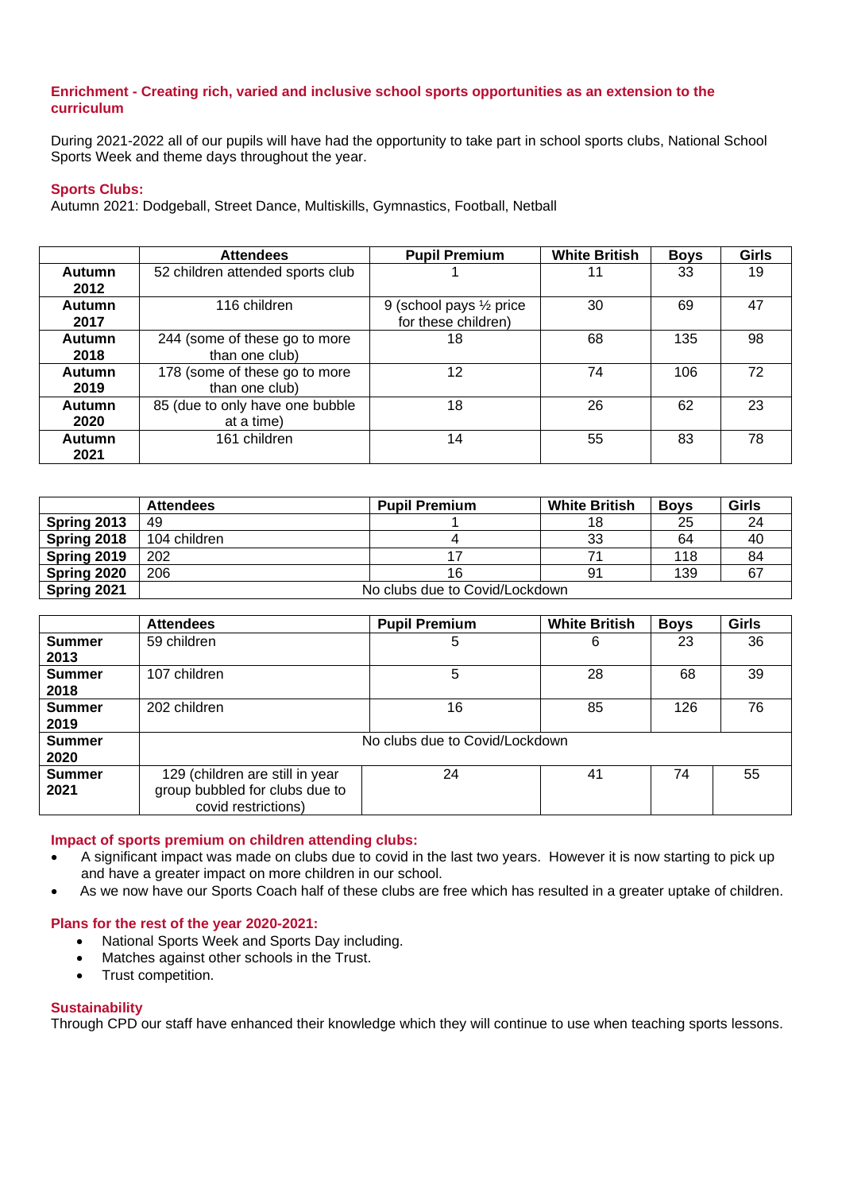**Enrichment - Creating rich, varied and inclusive school sports opportunities as an extension to the curriculum**

During 2021-2022 all of our pupils will have had the opportunity to take part in school sports clubs, National School Sports Week and theme days throughout the year.

**Sports Clubs:**

Autumn 2021: Dodgeball, Street Dance, Multiskills, Gymnastics, Football, Netball

| | Attendees | Pupil Premium | White British | Boys | Girls |
|---|---|---|---|---|---|
| **Autumn 2012** | 52 children attended sports club | 1 | 11 | 33 | 19 |
| **Autumn 2017** | 116 children | 9 (school pays ½ price for these children) | 30 | 69 | 47 |
| **Autumn 2018** | 244 (some of these go to more than one club) | 18 | 68 | 135 | 98 |
| **Autumn 2019** | 178 (some of these go to more than one club) | 12 | 74 | 106 | 72 |
| **Autumn 2020** | 85 (due to only have one bubble at a time) | 18 | 26 | 62 | 23 |
| **Autumn 2021** | 161 children | 14 | 55 | 83 | 78 |

| | Attendees | Pupil Premium | White British | Boys | Girls |
|---|---|---|---|---|---|
| **Spring 2013** | 49 | 1 | 18 | 25 | 24 |
| **Spring 2018** | 104 children | 4 | 33 | 64 | 40 |
| **Spring 2019** | 202 | 17 | 71 | 118 | 84 |
| **Spring 2020** | 206 | 16 | 91 | 139 | 67 |
| **Spring 2021** | No clubs due to Covid/Lockdown | | | | |

| | Attendees | Pupil Premium | White British | Boys | Girls |
|---|---|---|---|---|---|
| **Summer 2013** | 59 children | 5 | 6 | 23 | 36 |
| **Summer 2018** | 107 children | 5 | 28 | 68 | 39 |
| **Summer 2019** | 202 children | 16 | 85 | 126 | 76 |
| **Summer 2020** | No clubs due to Covid/Lockdown | | | | |
| **Summer 2021** | 129 (children are still in year group bubbled for clubs due to covid restrictions) | 24 | 41 | 74 | 55 |

**Impact of sports premium on children attending clubs:**

- A significant impact was made on clubs due to covid in the last two years. However it is now starting to pick up and have a greater impact on more children in our school.
- As we now have our Sports Coach half of these clubs are free which has resulted in a greater uptake of children.

**Plans for the rest of the year 2020-2021:**

- National Sports Week and Sports Day including.
- Matches against other schools in the Trust.
- Trust competition.

**Sustainability**

Through CPD our staff have enhanced their knowledge which they will continue to use when teaching sports lessons.